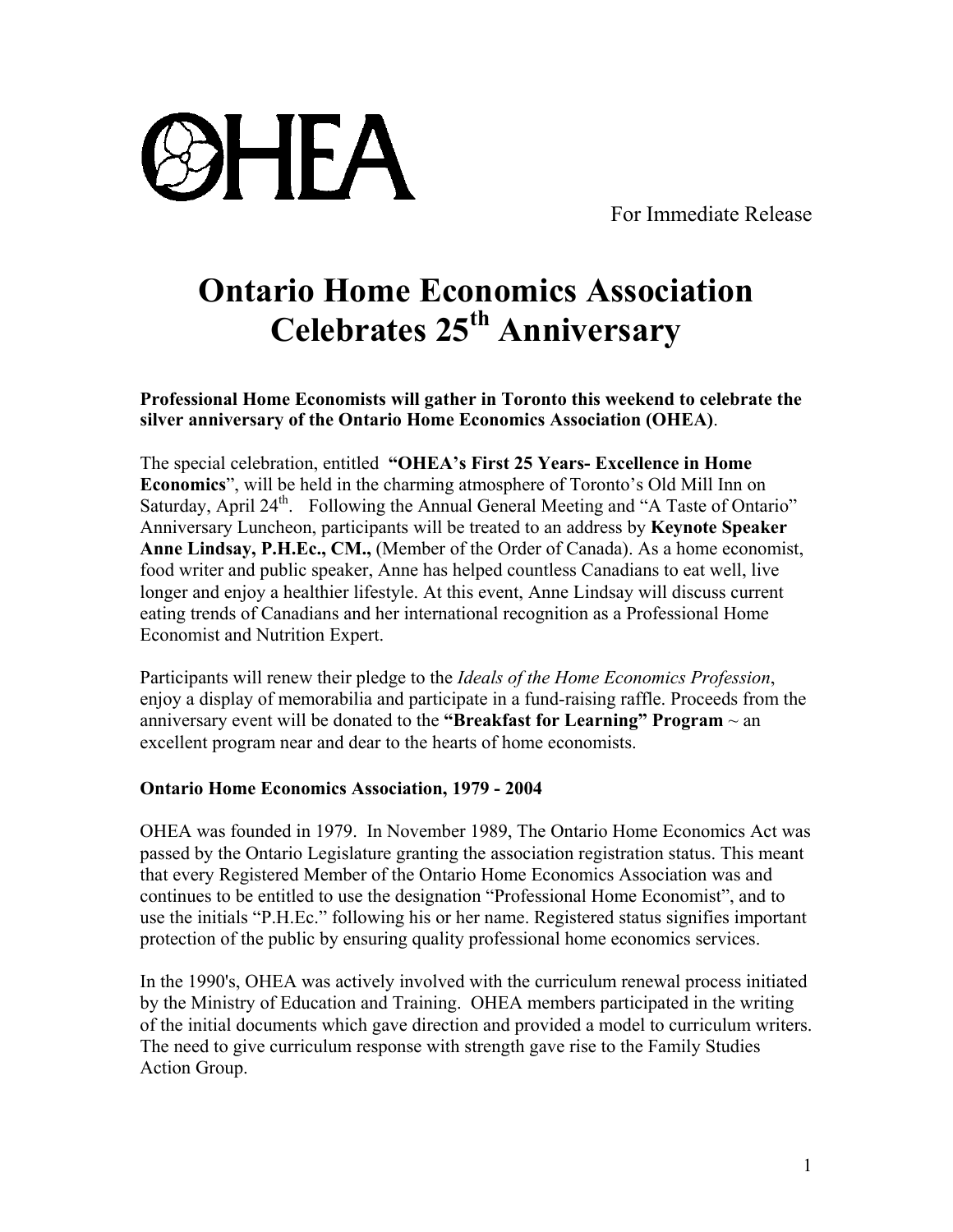OHEA

For Immediate Release

# Ontario Home Economics Association Celebrates 25th Anniversary

**Professional Home Economists will gather in Toronto this weekend to celebrate the silver anniversary of the Ontario Home Economics Association (OHEA)**.

The special celebration, entitled **"OHEA's First 25 Years- Excellence in Home Economics**", will be held in the charming atmosphere of Toronto's Old Mill Inn on Saturday, April 24th. Following the Annual General Meeting and "A Taste of Ontario" Anniversary Luncheon, participants will be treated to an address by **Keynote Speaker Anne Lindsay, P.H.Ec., CM.,** (Member of the Order of Canada). As a home economist, food writer and public speaker, Anne has helped countless Canadians to eat well, live longer and enjoy a healthier lifestyle. At this event, Anne Lindsay will discuss current eating trends of Canadians and her international recognition as a Professional Home Economist and Nutrition Expert.

Participants will renew their pledge to the *Ideals of the Home Economics Profession*, enjoy a display of memorabilia and participate in a fund-raising raffle. Proceeds from the anniversary event will be donated to the **"Breakfast for Learning" Program** ~ an excellent program near and dear to the hearts of home economists.

**Ontario Home Economics Association, 1979 - 2004**

OHEA was founded in 1979. In November 1989, The Ontario Home Economics Act was passed by the Ontario Legislature granting the association registration status. This meant that every Registered Member of the Ontario Home Economics Association was and continues to be entitled to use the designation "Professional Home Economist", and to use the initials "P.H.Ec." following his or her name. Registered status signifies important protection of the public by ensuring quality professional home economics services.

In the 1990's, OHEA was actively involved with the curriculum renewal process initiated by the Ministry of Education and Training. OHEA members participated in the writing of the initial documents which gave direction and provided a model to curriculum writers. The need to give curriculum response with strength gave rise to the Family Studies Action Group.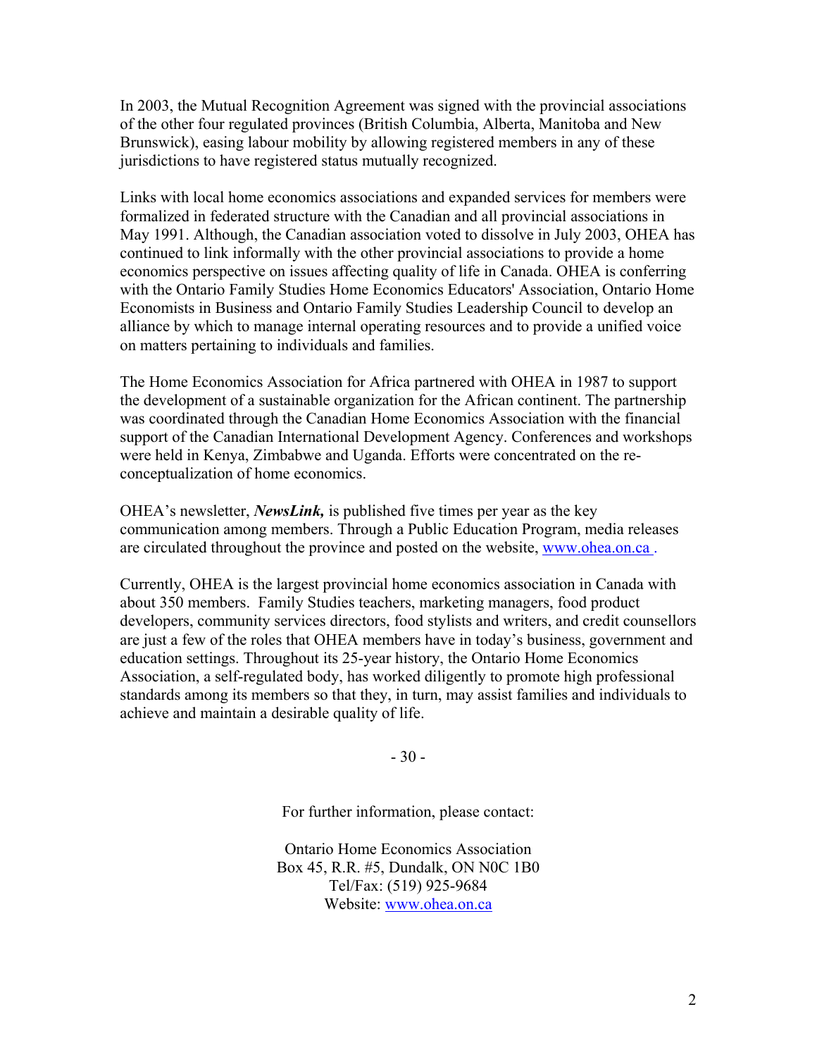In 2003, the Mutual Recognition Agreement was signed with the provincial associations of the other four regulated provinces (British Columbia, Alberta, Manitoba and New Brunswick), easing labour mobility by allowing registered members in any of these jurisdictions to have registered status mutually recognized.

Links with local home economics associations and expanded services for members were formalized in federated structure with the Canadian and all provincial associations in May 1991. Although, the Canadian association voted to dissolve in July 2003, OHEA has continued to link informally with the other provincial associations to provide a home economics perspective on issues affecting quality of life in Canada. OHEA is conferring with the Ontario Family Studies Home Economics Educators' Association, Ontario Home Economists in Business and Ontario Family Studies Leadership Council to develop an alliance by which to manage internal operating resources and to provide a unified voice on matters pertaining to individuals and families.

The Home Economics Association for Africa partnered with OHEA in 1987 to support the development of a sustainable organization for the African continent. The partnership was coordinated through the Canadian Home Economics Association with the financial support of the Canadian International Development Agency. Conferences and workshops were held in Kenya, Zimbabwe and Uganda. Efforts were concentrated on the re-conceptualization of home economics.

OHEA's newsletter, ***NewsLink,*** is published five times per year as the key communication among members. Through a Public Education Program, media releases are circulated throughout the province and posted on the website, www.ohea.on.ca .

Currently, OHEA is the largest provincial home economics association in Canada with about 350 members. Family Studies teachers, marketing managers, food product developers, community services directors, food stylists and writers, and credit counsellors are just a few of the roles that OHEA members have in today's business, government and education settings. Throughout its 25-year history, the Ontario Home Economics Association, a self-regulated body, has worked diligently to promote high professional standards among its members so that they, in turn, may assist families and individuals to achieve and maintain a desirable quality of life.

- 30 -

For further information, please contact:

Ontario Home Economics Association
Box 45, R.R. #5, Dundalk, ON N0C 1B0
Tel/Fax: (519) 925-9684
Website: www.ohea.on.ca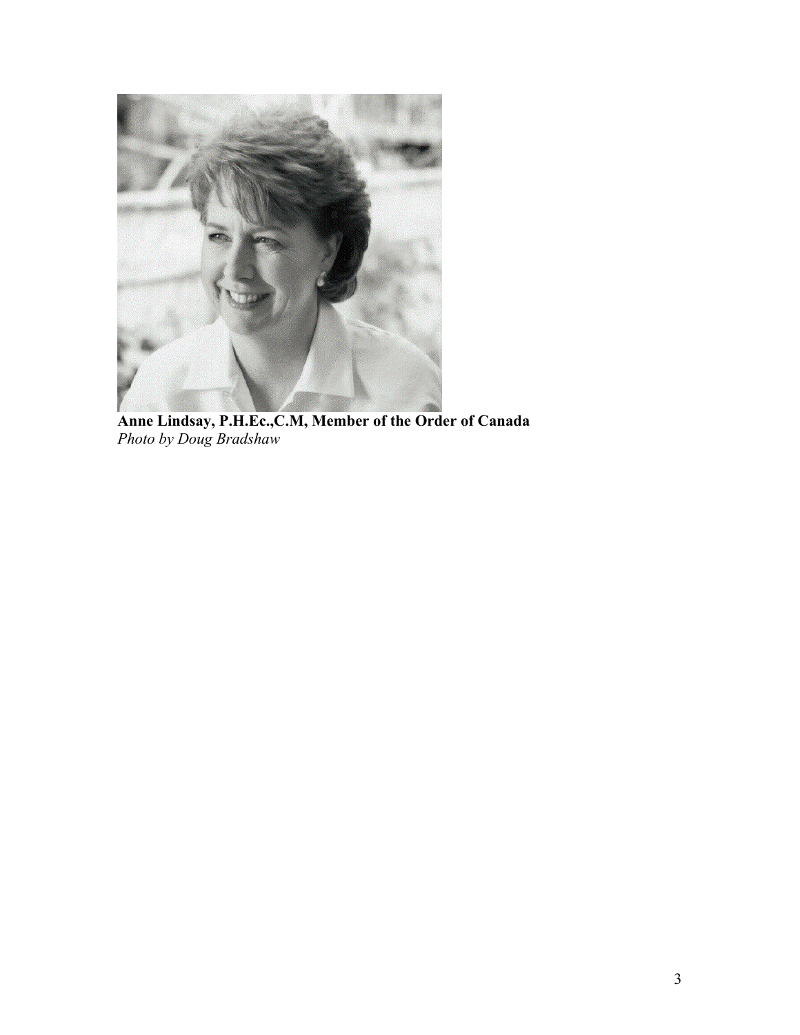**Anne Lindsay, P.H.Ec.,C.M, Member of the Order of Canada**
*Photo by Doug Bradshaw*